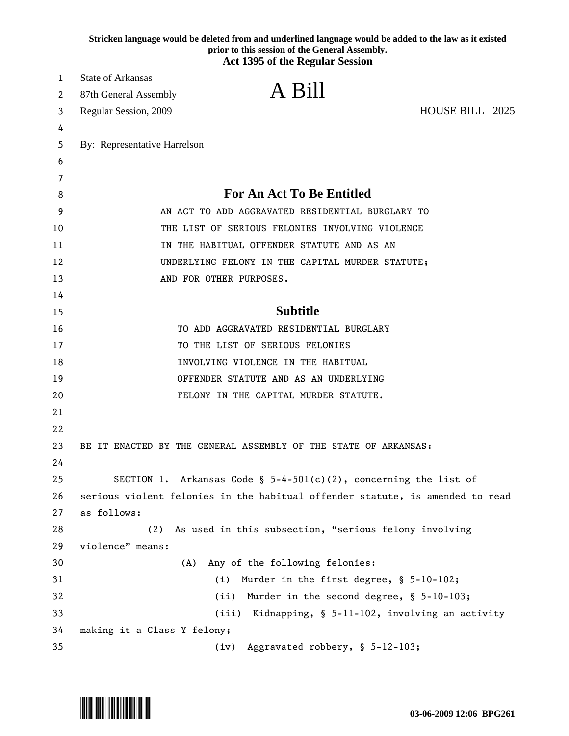**Stricken language would be deleted from and underlined language would be added to the law as it existed prior to this session of the General Assembly.**

**Act 1395 of the Regular Session**

State of Arkansas
87th General Assembly
Regular Session, 2009

# A Bill

HOUSE BILL 2025

By: Representative Harrelson

## For An Act To Be Entitled

AN ACT TO ADD AGGRAVATED RESIDENTIAL BURGLARY TO THE LIST OF SERIOUS FELONIES INVOLVING VIOLENCE IN THE HABITUAL OFFENDER STATUTE AND AS AN UNDERLYING FELONY IN THE CAPITAL MURDER STATUTE; AND FOR OTHER PURPOSES.

## Subtitle

TO ADD AGGRAVATED RESIDENTIAL BURGLARY TO THE LIST OF SERIOUS FELONIES INVOLVING VIOLENCE IN THE HABITUAL OFFENDER STATUTE AND AS AN UNDERLYING FELONY IN THE CAPITAL MURDER STATUTE.

BE IT ENACTED BY THE GENERAL ASSEMBLY OF THE STATE OF ARKANSAS:

SECTION 1. Arkansas Code § 5-4-501(c)(2), concerning the list of serious violent felonies in the habitual offender statute, is amended to read as follows:

(2) As used in this subsection, "serious felony involving violence" means:

(A) Any of the following felonies:

(i) Murder in the first degree, § 5-10-102;

(ii) Murder in the second degree, § 5-10-103;

(iii) Kidnapping, § 5-11-102, involving an activity making it a Class Y felony;

(iv) Aggravated robbery, § 5-12-103;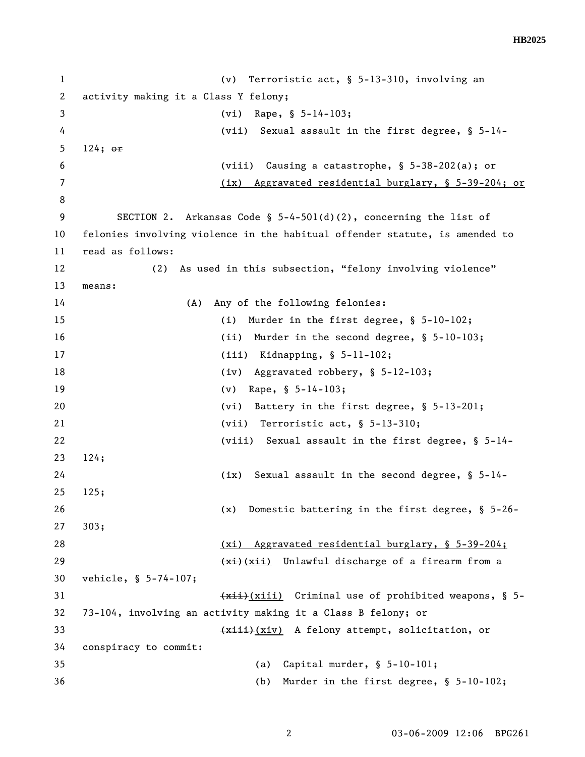(v) Terroristic act, § 5-13-310, involving an activity making it a Class Y felony;

(vi) Rape, § 5-14-103;

(vii) Sexual assault in the first degree, § 5-14-124; ~~or~~

(viii) Causing a catastrophe, § 5-38-202(a); or

<u>(ix) Aggravated residential burglary, § 5-39-204; or</u>

SECTION 2. Arkansas Code § 5-4-501(d)(2), concerning the list of felonies involving violence in the habitual offender statute, is amended to read as follows:

(2) As used in this subsection, "felony involving violence" means:

(A) Any of the following felonies:

(i) Murder in the first degree, § 5-10-102;

(ii) Murder in the second degree, § 5-10-103;

(iii) Kidnapping, § 5-11-102;

(iv) Aggravated robbery, § 5-12-103;

(v) Rape, § 5-14-103;

(vi) Battery in the first degree, § 5-13-201;

(vii) Terroristic act, § 5-13-310;

(viii) Sexual assault in the first degree, § 5-14-124;

(ix) Sexual assault in the second degree, § 5-14-125;

(x) Domestic battering in the first degree, § 5-26-303;

<u>(xi) Aggravated residential burglary, § 5-39-204;</u>

~~(xi)~~<u>(xii)</u> Unlawful discharge of a firearm from a vehicle, § 5-74-107;

~~(xii)~~<u>(xiii)</u> Criminal use of prohibited weapons, § 5-73-104, involving an activity making it a Class B felony; or

~~(xiii)~~<u>(xiv)</u> A felony attempt, solicitation, or conspiracy to commit:

(a) Capital murder, § 5-10-101;

(b) Murder in the first degree, § 5-10-102;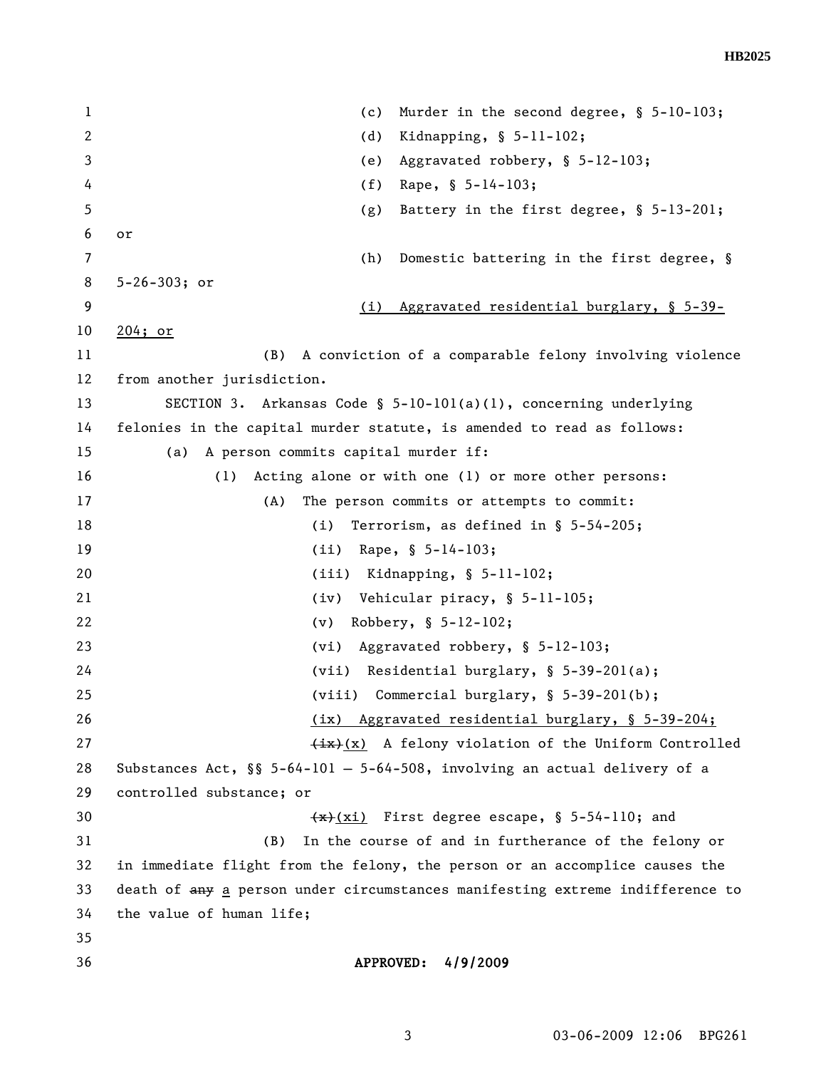(c) Murder in the second degree, § 5-10-103;

(d) Kidnapping, § 5-11-102;

(e) Aggravated robbery, § 5-12-103;

(f) Rape, § 5-14-103;

(g) Battery in the first degree, § 5-13-201; or

(h) Domestic battering in the first degree, § 5-26-303; or

<u>(i) Aggravated residential burglary, § 5-39-204; or</u>

(B) A conviction of a comparable felony involving violence from another jurisdiction.

SECTION 3. Arkansas Code § 5-10-101(a)(1), concerning underlying felonies in the capital murder statute, is amended to read as follows:

(a) A person commits capital murder if:

(1) Acting alone or with one (1) or more other persons:

(A) The person commits or attempts to commit:

(i) Terrorism, as defined in § 5-54-205;

(ii) Rape, § 5-14-103;

(iii) Kidnapping, § 5-11-102;

(iv) Vehicular piracy, § 5-11-105;

(v) Robbery, § 5-12-102;

(vi) Aggravated robbery, § 5-12-103;

(vii) Residential burglary, § 5-39-201(a);

(viii) Commercial burglary, § 5-39-201(b);

<u>(ix) Aggravated residential burglary, § 5-39-204;</u>

~~(ix)~~<u>(x)</u> A felony violation of the Uniform Controlled Substances Act, §§ 5-64-101 — 5-64-508, involving an actual delivery of a controlled substance; or

~~(x)~~<u>(xi)</u> First degree escape, § 5-54-110; and

(B) In the course of and in furtherance of the felony or in immediate flight from the felony, the person or an accomplice causes the death of ~~any~~ <u>a</u> person under circumstances manifesting extreme indifference to the value of human life;

**APPROVED: 4/9/2009**